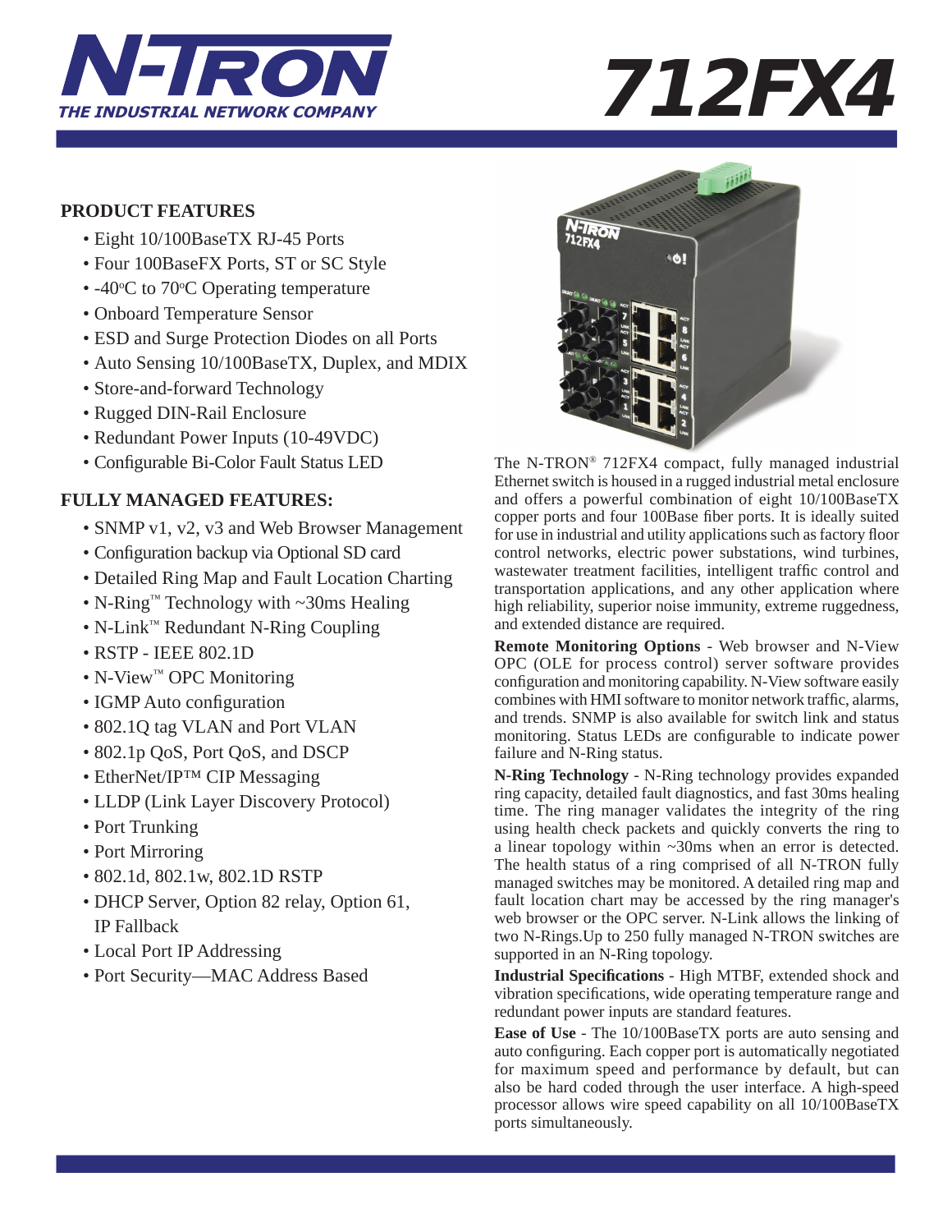# N-TRON

*THE INDUSTRIAL NETWORK COMPANY*

# 712FX4

## PRODUCT FEATURES

- Eight 10/100BaseTX RJ-45 Ports
- Four 100BaseFX Ports, ST or SC Style
- -40°C to 70°C Operating temperature
- Onboard Temperature Sensor
- ESD and Surge Protection Diodes on all Ports
- Auto Sensing 10/100BaseTX, Duplex, and MDIX
- Store-and-forward Technology
- Rugged DIN-Rail Enclosure
- Redundant Power Inputs (10-49VDC)
- Configurable Bi-Color Fault Status LED

## FULLY MANAGED FEATURES:

- SNMP v1, v2, v3 and Web Browser Management
- Configuration backup via Optional SD card
- Detailed Ring Map and Fault Location Charting
- N-Ring™ Technology with ~30ms Healing
- N-Link™ Redundant N-Ring Coupling
- RSTP - IEEE 802.1D
- N-View™ OPC Monitoring
- IGMP Auto configuration
- 802.1Q tag VLAN and Port VLAN
- 802.1p QoS, Port QoS, and DSCP
- EtherNet/IP™ CIP Messaging
- LLDP (Link Layer Discovery Protocol)
- Port Trunking
- Port Mirroring
- 802.1d, 802.1w, 802.1D RSTP
- DHCP Server, Option 82 relay, Option 61, IP Fallback
- Local Port IP Addressing
- Port Security—MAC Address Based

The N-TRON® 712FX4 compact, fully managed industrial Ethernet switch is housed in a rugged industrial metal enclosure and offers a powerful combination of eight 10/100BaseTX copper ports and four 100Base fiber ports. It is ideally suited for use in industrial and utility applications such as factory floor control networks, electric power substations, wind turbines, wastewater treatment facilities, intelligent traffic control and transportation applications, and any other application where high reliability, superior noise immunity, extreme ruggedness, and extended distance are required.

**Remote Monitoring Options** - Web browser and N-View OPC (OLE for process control) server software provides configuration and monitoring capability. N-View software easily combines with HMI software to monitor network traffic, alarms, and trends. SNMP is also available for switch link and status monitoring. Status LEDs are configurable to indicate power failure and N-Ring status.

**N-Ring Technology** - N-Ring technology provides expanded ring capacity, detailed fault diagnostics, and fast 30ms healing time. The ring manager validates the integrity of the ring using health check packets and quickly converts the ring to a linear topology within ~30ms when an error is detected. The health status of a ring comprised of all N-TRON fully managed switches may be monitored. A detailed ring map and fault location chart may be accessed by the ring manager's web browser or the OPC server. N-Link allows the linking of two N-Rings.Up to 250 fully managed N-TRON switches are supported in an N-Ring topology.

**Industrial Specifications** - High MTBF, extended shock and vibration specifications, wide operating temperature range and redundant power inputs are standard features.

**Ease of Use** - The 10/100BaseTX ports are auto sensing and auto configuring. Each copper port is automatically negotiated for maximum speed and performance by default, but can also be hard coded through the user interface. A high-speed processor allows wire speed capability on all 10/100BaseTX ports simultaneously.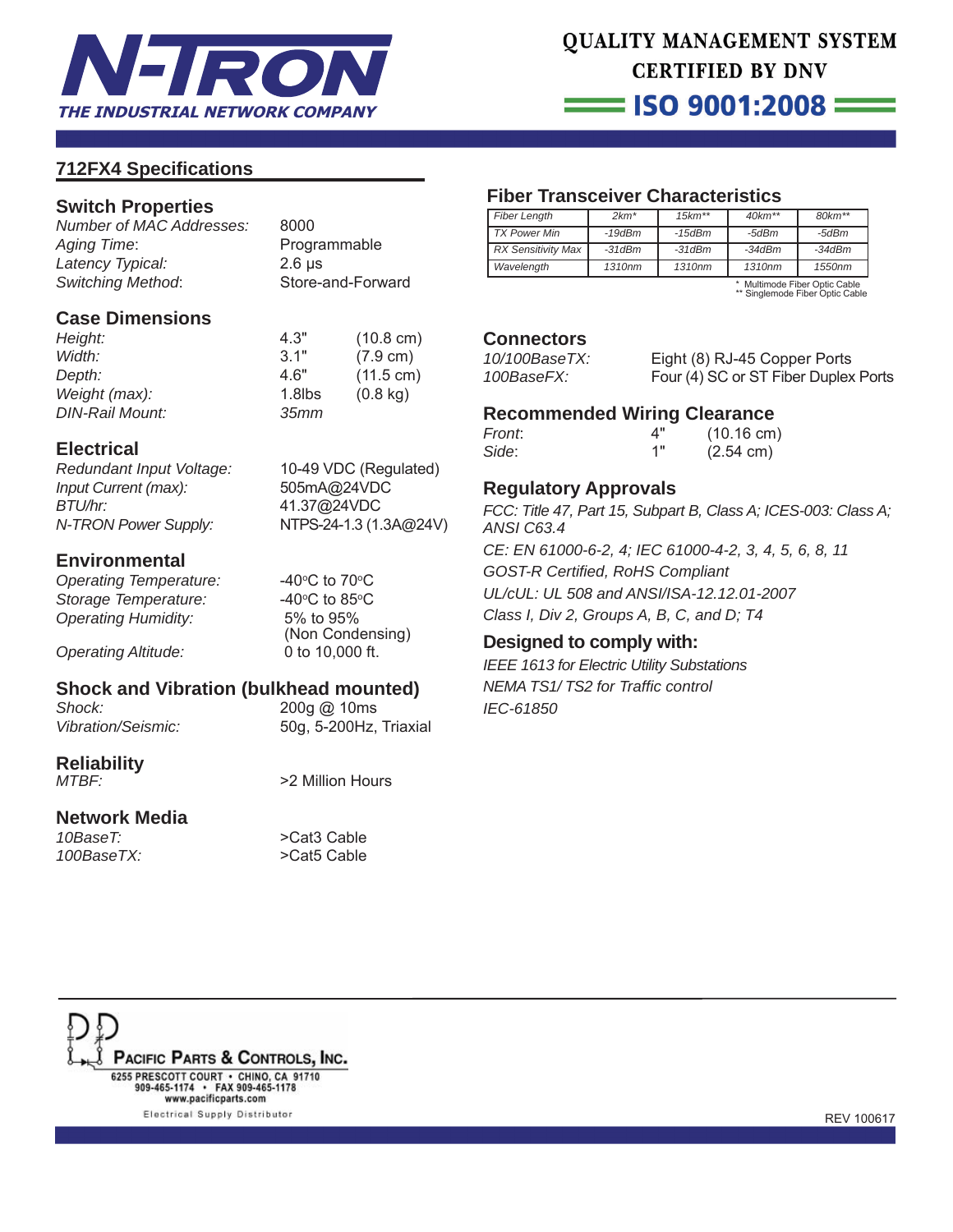## 712FX4 Specifications

### Switch Properties

| | |
|---|---|
| *Number of MAC Addresses:* | 8000 |
| *Aging Time:* | Programmable |
| *Latency Typical:* | 2.6 µs |
| *Switching Method:* | Store-and-Forward |

### Case Dimensions

| | | |
|---|---|---|
| *Height:* | 4.3" | (10.8 cm) |
| *Width:* | 3.1" | (7.9 cm) |
| *Depth:* | 4.6" | (11.5 cm) |
| *Weight (max):* | 1.8lbs | (0.8 kg) |
| *DIN-Rail Mount:* | *35mm* | |

### Electrical

| | |
|---|---|
| *Redundant Input Voltage:* | 10-49 VDC (Regulated) |
| *Input Current (max):* | 505mA@24VDC |
| *BTU/hr:* | 41.37@24VDC |
| *N-TRON Power Supply:* | NTPS-24-1.3 (1.3A@24V) |

### Environmental

| | |
|---|---|
| *Operating Temperature:* | -40°C to 70°C |
| *Storage Temperature:* | -40°C to 85°C |
| *Operating Humidity:* | 5% to 95% (Non Condensing) |
| *Operating Altitude:* | 0 to 10,000 ft. |

### Shock and Vibration (bulkhead mounted)

| | |
|---|---|
| *Shock:* | 200g @ 10ms |
| *Vibration/Seismic:* | 50g, 5-200Hz, Triaxial |

### Reliability

| | |
|---|---|
| *MTBF:* | >2 Million Hours |

### Network Media

| | |
|---|---|
| *10BaseT:* | >Cat3 Cable |
| *100BaseTX:* | >Cat5 Cable |

### Fiber Transceiver Characteristics

| *Fiber Length* | *2km** | *15km*** | *40km*** | *80km*** |
|---|---|---|---|---|
| *TX Power Min* | *-19dBm* | *-15dBm* | *-5dBm* | *-5dBm* |
| *RX Sensitivity Max* | *-31dBm* | *-31dBm* | *-34dBm* | *-34dBm* |
| *Wavelength* | *1310nm* | *1310nm* | *1310nm* | *1550nm* |

\* Multimode Fiber Optic Cable
\*\* Singlemode Fiber Optic Cable

### Connectors

| | |
|---|---|
| *10/100BaseTX:* | Eight (8) RJ-45 Copper Ports |
| *100BaseFX:* | Four (4) SC or ST Fiber Duplex Ports |

### Recommended Wiring Clearance

| | | |
|---|---|---|
| *Front:* | 4" | (10.16 cm) |
| *Side:* | 1" | (2.54 cm) |

### Regulatory Approvals

*FCC: Title 47, Part 15, Subpart B, Class A; ICES-003: Class A; ANSI C63.4*

*CE: EN 61000-6-2, 4; IEC 61000-4-2, 3, 4, 5, 6, 8, 11*

*GOST-R Certified, RoHS Compliant*

*UL/cUL: UL 508 and ANSI/ISA-12.12.01-2007*

*Class I, Div 2, Groups A, B, C, and D; T4*

### Designed to comply with:

*IEEE 1613 for Electric Utility Substations*

*NEMA TS1/ TS2 for Traffic control*

*IEC-61850*

Pacific Parts & Controls, Inc.
6255 Prescott Court • Chino, CA 91710
909-465-1174 • FAX 909-465-1178
www.pacificparts.com
Electrical Supply Distributor

REV 100617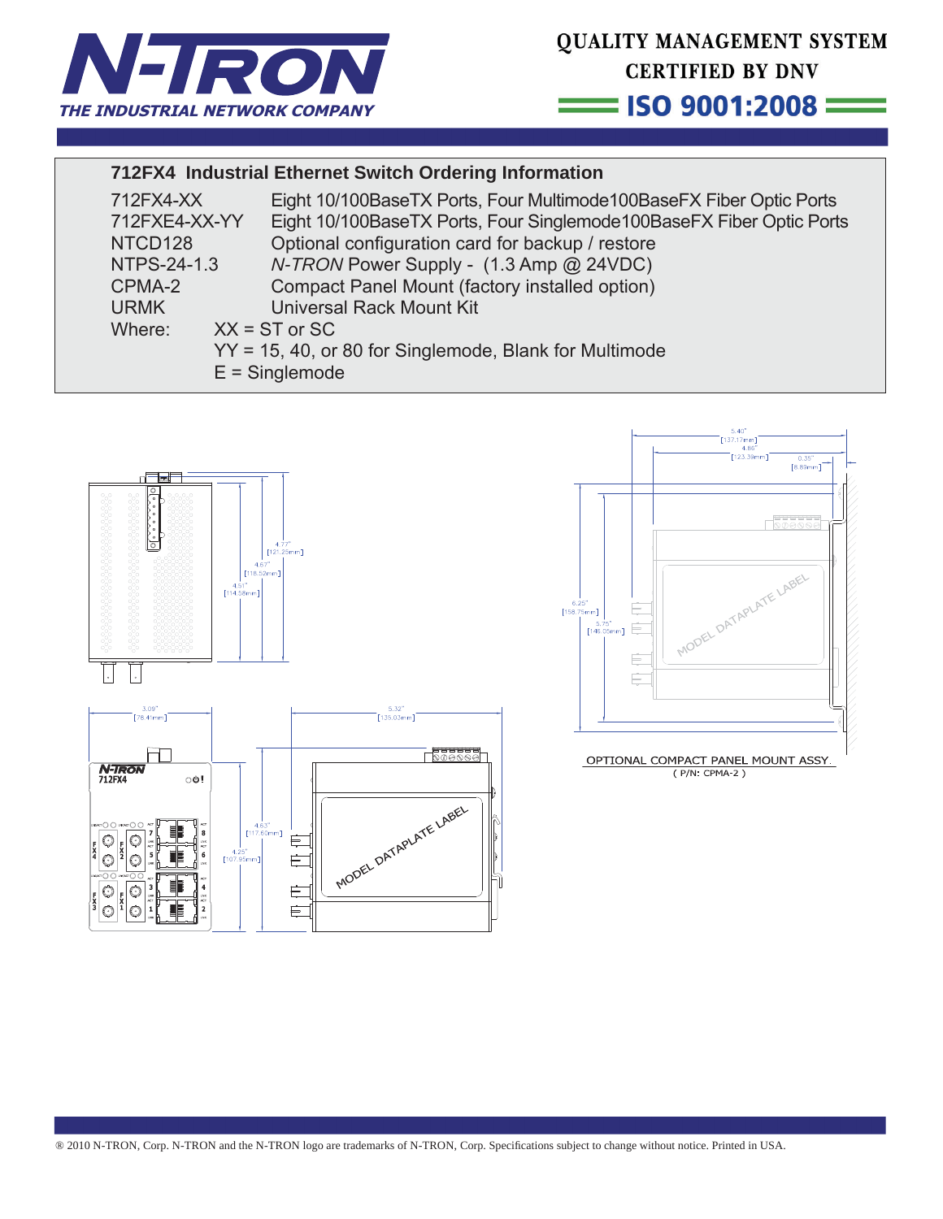N-TRON
THE INDUSTRIAL NETWORK COMPANY

QUALITY MANAGEMENT SYSTEM
CERTIFIED BY DNV
ISO 9001:2008

## 712FX4 Industrial Ethernet Switch Ordering Information

| | |
|---|---|
| 712FX4-XX | Eight 10/100BaseTX Ports, Four Multimode100BaseFX Fiber Optic Ports |
| 712FXE4-XX-YY | Eight 10/100BaseTX Ports, Four Singlemode100BaseFX Fiber Optic Ports |
| NTCD128 | Optional configuration card for backup / restore |
| NTPS-24-1.3 | *N-TRON* Power Supply - (1.3 Amp @ 24VDC) |
| CPMA-2 | Compact Panel Mount (factory installed option) |
| URMK | Universal Rack Mount Kit |

Where: XX = ST or SC
YY = 15, 40, or 80 for Singlemode, Blank for Multimode
E = Singlemode

4.77" [121.25mm]
4.67" [118.52mm]
4.51" [114.58mm]

3.09" [78.41mm]
5.32" [135.03mm]
4.63" [117.60mm]
4.25" [107.95mm]

MODEL DATAPLATE LABEL

5.40" [137.17mm]
4.86" [123.38mm]
0.35" [8.89mm]
6.25" [158.75mm]
5.75" [146.05mm]

MODEL DATAPLATE LABEL

OPTIONAL COMPACT PANEL MOUNT ASSY.
( P/N: CPMA-2 )

® 2010 N-TRON, Corp. N-TRON and the N-TRON logo are trademarks of N-TRON, Corp. Specifications subject to change without notice. Printed in USA.